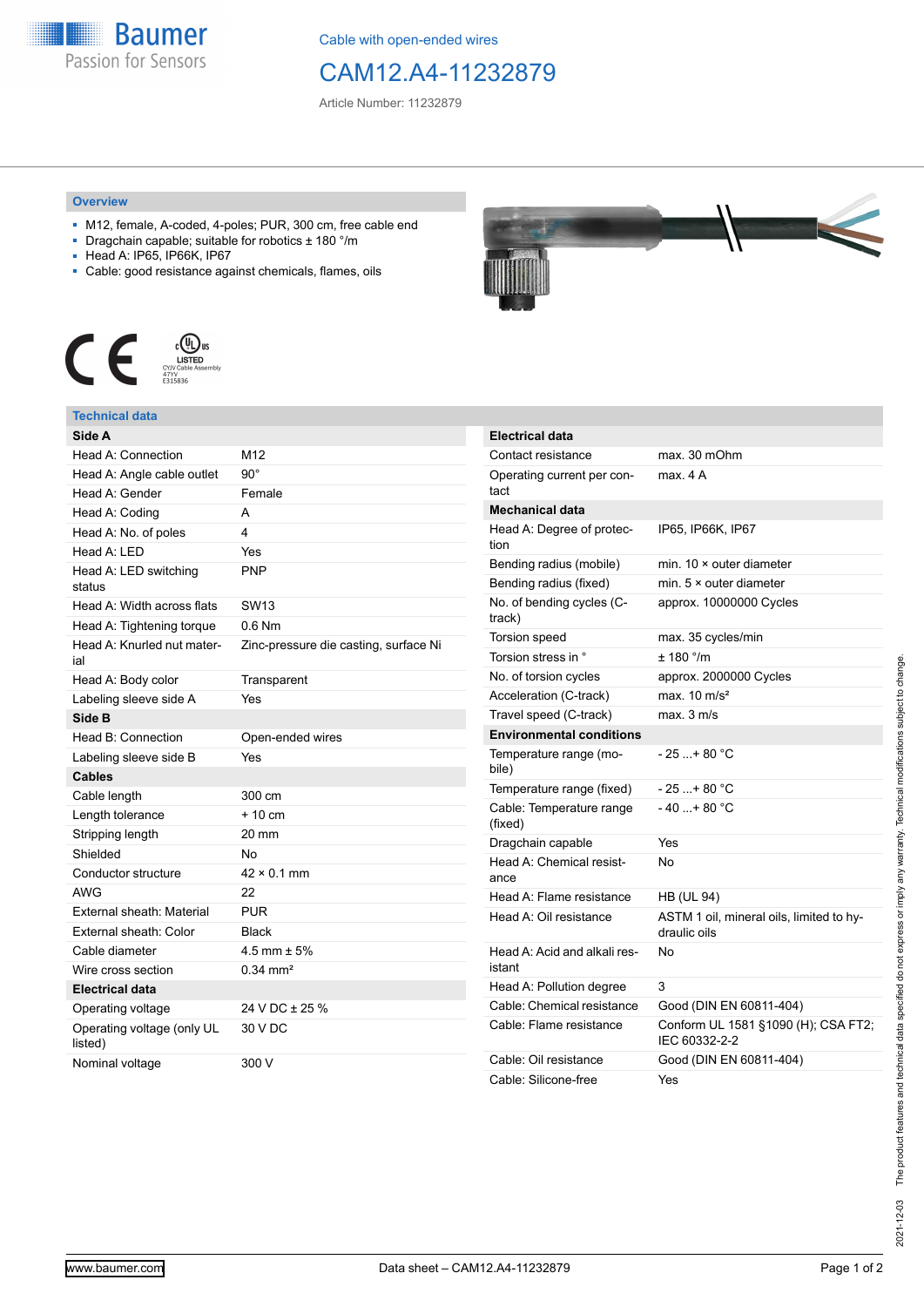Cable with open-ended wires

# CAM12.A4-11232879

Article Number: 11232879

## Overview

- M12, female, A-coded, 4-poles; PUR, 300 cm, free cable end
- Dragchain capable; suitable for robotics ± 180 °/m
- Head A: IP65, IP66K, IP67
- Cable: good resistance against chemicals, flames, oils

## Technical data

| **Side A** | |
|---|---|
| Head A: Connection | M12 |
| Head A: Angle cable outlet | 90° |
| Head A: Gender | Female |
| Head A: Coding | A |
| Head A: No. of poles | 4 |
| Head A: LED | Yes |
| Head A: LED switching status | PNP |
| Head A: Width across flats | SW13 |
| Head A: Tightening torque | 0.6 Nm |
| Head A: Knurled nut material | Zinc-pressure die casting, surface Ni |
| Head A: Body color | Transparent |
| Labeling sleeve side A | Yes |
| **Side B** | |
| Head B: Connection | Open-ended wires |
| Labeling sleeve side B | Yes |
| **Cables** | |
| Cable length | 300 cm |
| Length tolerance | + 10 cm |
| Stripping length | 20 mm |
| Shielded | No |
| Conductor structure | 42 × 0.1 mm |
| AWG | 22 |
| External sheath: Material | PUR |
| External sheath: Color | Black |
| Cable diameter | 4.5 mm ± 5% |
| Wire cross section | 0.34 mm² |
| **Electrical data** | |
| Operating voltage | 24 V DC ± 25 % |
| Operating voltage (only UL listed) | 30 V DC |
| Nominal voltage | 300 V |

| **Electrical data** | |
|---|---|
| Contact resistance | max. 30 mOhm |
| Operating current per contact | max. 4 A |
| **Mechanical data** | |
| Head A: Degree of protection | IP65, IP66K, IP67 |
| Bending radius (mobile) | min. 10 × outer diameter |
| Bending radius (fixed) | min. 5 × outer diameter |
| No. of bending cycles (C-track) | approx. 10000000 Cycles |
| Torsion speed | max. 35 cycles/min |
| Torsion stress in ° | ± 180 °/m |
| No. of torsion cycles | approx. 2000000 Cycles |
| Acceleration (C-track) | max. 10 m/s² |
| Travel speed (C-track) | max. 3 m/s |
| **Environmental conditions** | |
| Temperature range (mobile) | - 25 ...+ 80 °C |
| Temperature range (fixed) | - 25 ...+ 80 °C |
| Cable: Temperature range (fixed) | - 40 ...+ 80 °C |
| Dragchain capable | Yes |
| Head A: Chemical resistance | No |
| Head A: Flame resistance | HB (UL 94) |
| Head A: Oil resistance | ASTM 1 oil, mineral oils, limited to hydraulic oils |
| Head A: Acid and alkali resistant | No |
| Head A: Pollution degree | 3 |
| Cable: Chemical resistance | Good (DIN EN 60811-404) |
| Cable: Flame resistance | Conform UL 1581 §1090 (H); CSA FT2; IEC 60332-2-2 |
| Cable: Oil resistance | Good (DIN EN 60811-404) |
| Cable: Silicone-free | Yes |

2021-12-03 The product features and technical data specified do not express or imply any warranty. Technical modifications subject to change.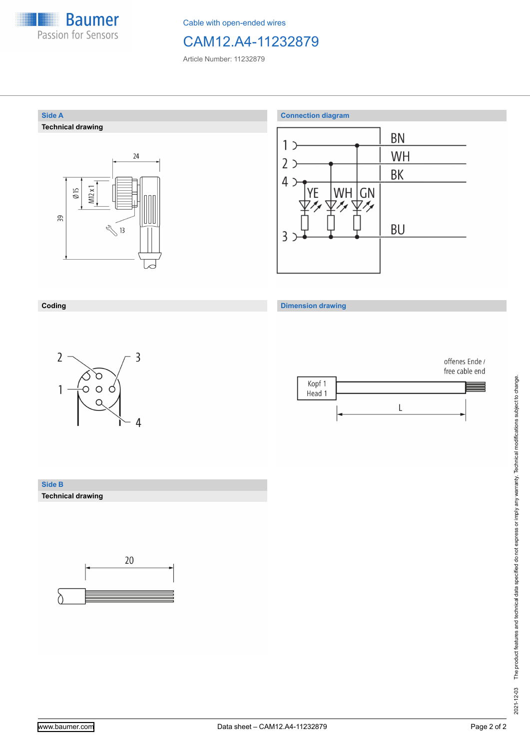Cable with open-ended wires

# CAM12.A4-11232879

Article Number: 11232879

## Side A

### Technical drawing

24

Ø 15

M12 x 1

39

13

## Connection diagram

1
2
4
3

BN
WH
BK
BU

YE
WH
GN

### Coding

2
3
1
4

## Dimension drawing

offenes Ende /
free cable end

Kopf 1
Head 1

L

## Side B

### Technical drawing

20

2021-12-03 The product features and technical data specified do not express or imply any warranty. Technical modifications subject to change.

www.baumer.com

Data sheet – CAM12.A4-11232879